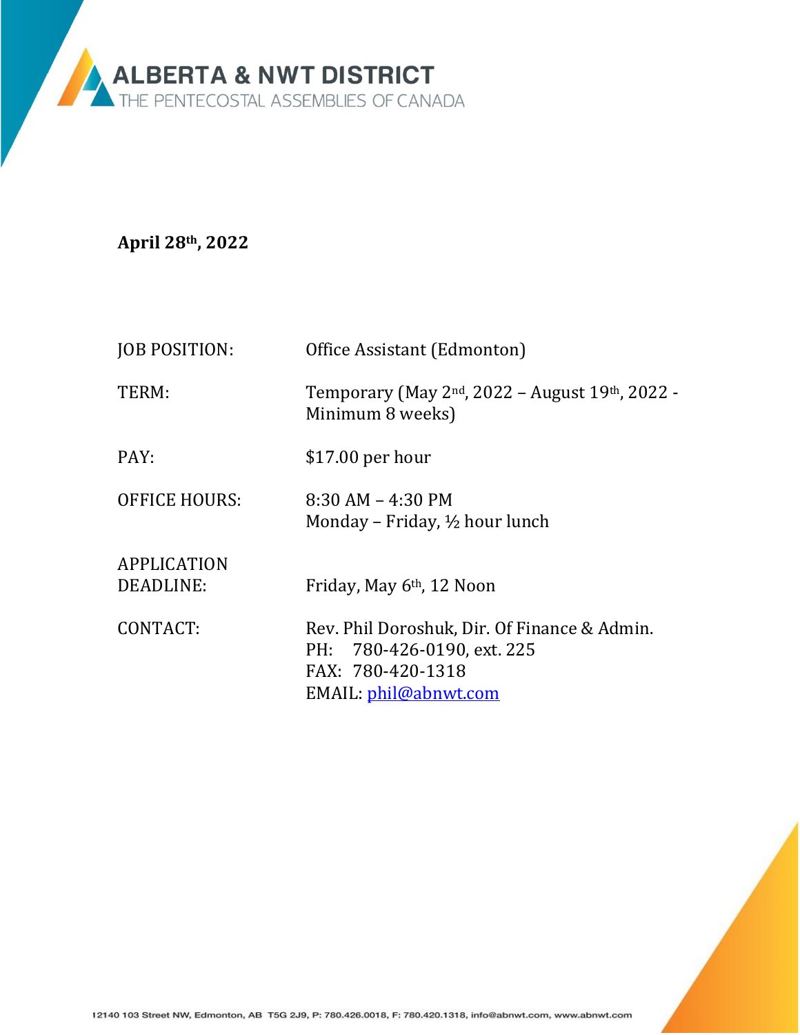**ALBERTA & NWT DISTRICT**
THE PENTECOSTAL ASSEMBLIES OF CANADA

**April 28th, 2022**

| | |
|---|---|
| JOB POSITION: | Office Assistant (Edmonton) |
| TERM: | Temporary (May 2nd, 2022 – August 19th, 2022 - Minimum 8 weeks) |
| PAY: | $17.00 per hour |
| OFFICE HOURS: | 8:30 AM – 4:30 PM<br>Monday – Friday, ½ hour lunch |
| APPLICATION DEADLINE: | Friday, May 6th, 12 Noon |
| CONTACT: | Rev. Phil Doroshuk, Dir. Of Finance & Admin.<br>PH: 780-426-0190, ext. 225<br>FAX: 780-420-1318<br>EMAIL: phil@abnwt.com |

12140 103 Street NW, Edmonton, AB T5G 2J9, P: 780.426.0018, F: 780.420.1318, info@abnwt.com, www.abnwt.com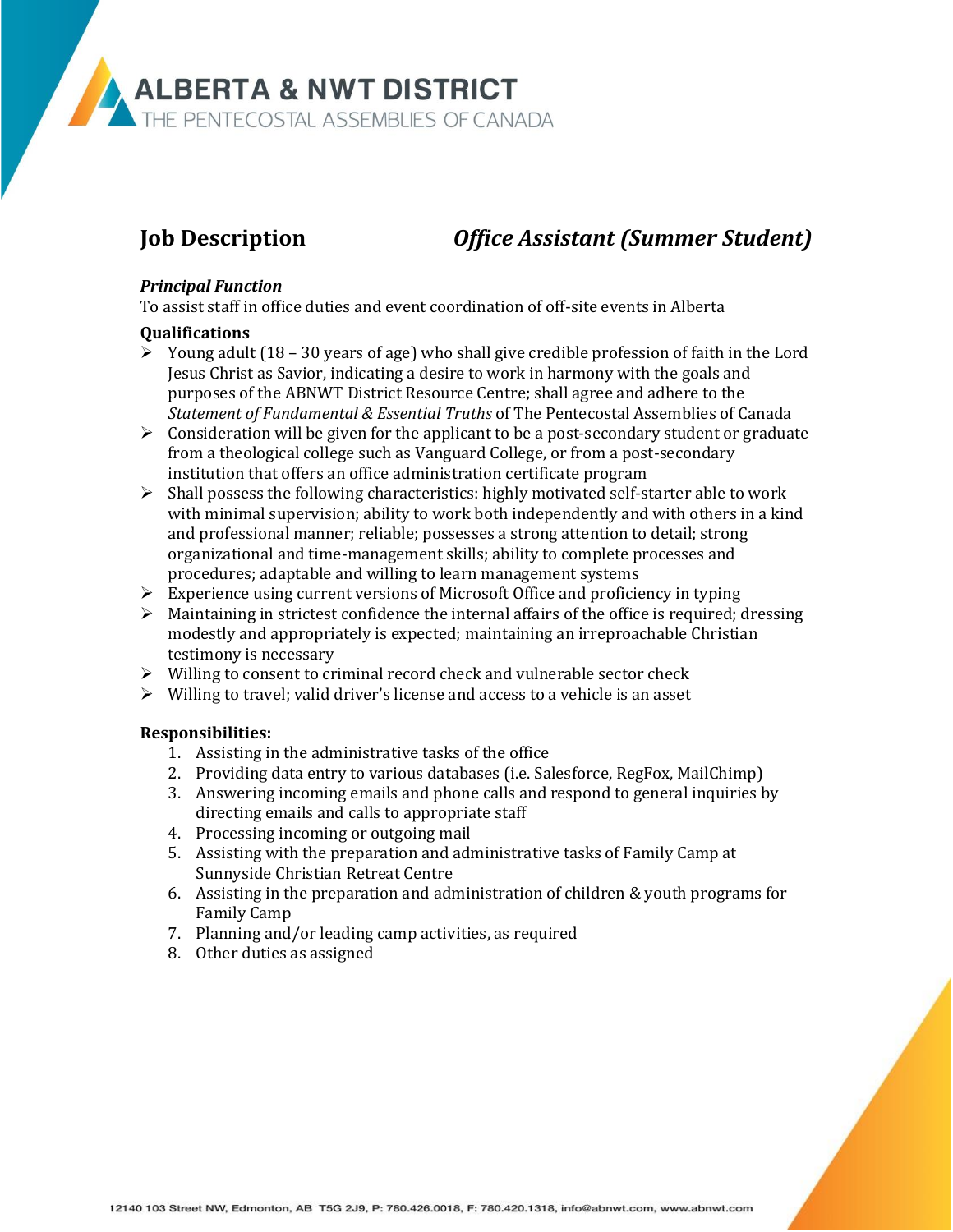ALBERTA & NWT DISTRICT
THE PENTECOSTAL ASSEMBLIES OF CANADA

# Job Description *Office Assistant (Summer Student)*

***Principal Function***

To assist staff in office duties and event coordination of off-site events in Alberta

**Qualifications**

- Young adult (18 – 30 years of age) who shall give credible profession of faith in the Lord Jesus Christ as Savior, indicating a desire to work in harmony with the goals and purposes of the ABNWT District Resource Centre; shall agree and adhere to the *Statement of Fundamental & Essential Truths* of The Pentecostal Assemblies of Canada
- Consideration will be given for the applicant to be a post-secondary student or graduate from a theological college such as Vanguard College, or from a post-secondary institution that offers an office administration certificate program
- Shall possess the following characteristics: highly motivated self-starter able to work with minimal supervision; ability to work both independently and with others in a kind and professional manner; reliable; possesses a strong attention to detail; strong organizational and time-management skills; ability to complete processes and procedures; adaptable and willing to learn management systems
- Experience using current versions of Microsoft Office and proficiency in typing
- Maintaining in strictest confidence the internal affairs of the office is required; dressing modestly and appropriately is expected; maintaining an irreproachable Christian testimony is necessary
- Willing to consent to criminal record check and vulnerable sector check
- Willing to travel; valid driver's license and access to a vehicle is an asset

**Responsibilities:**

1. Assisting in the administrative tasks of the office
2. Providing data entry to various databases (i.e. Salesforce, RegFox, MailChimp)
3. Answering incoming emails and phone calls and respond to general inquiries by directing emails and calls to appropriate staff
4. Processing incoming or outgoing mail
5. Assisting with the preparation and administrative tasks of Family Camp at Sunnyside Christian Retreat Centre
6. Assisting in the preparation and administration of children & youth programs for Family Camp
7. Planning and/or leading camp activities, as required
8. Other duties as assigned

12140 103 Street NW, Edmonton, AB T5G 2J9, P: 780.426.0018, F: 780.420.1318, info@abnwt.com, www.abnwt.com